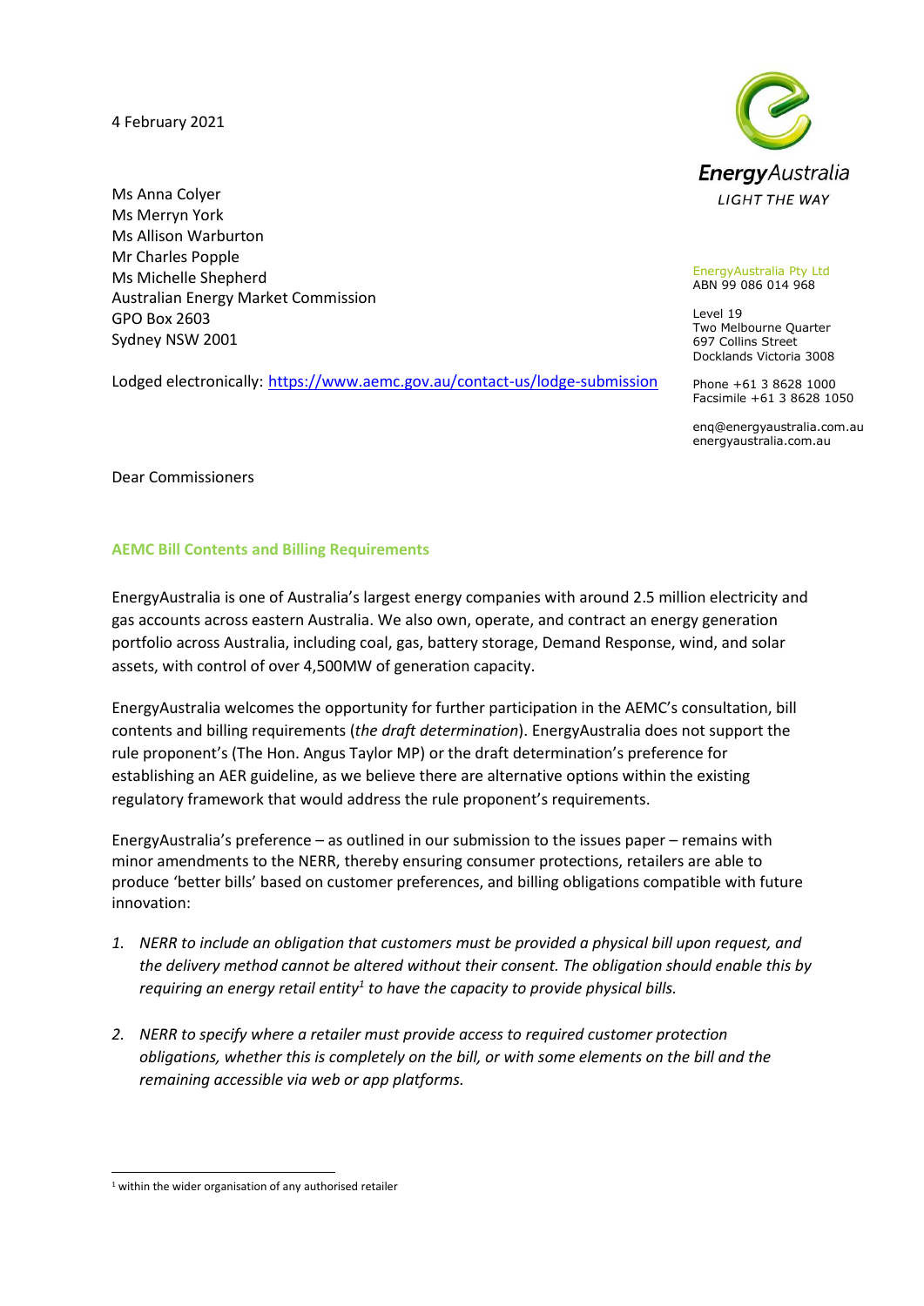4 February 2021

EnergyAustralia

LIGHT THE WAY

EnergyAustralia Pty Ltd
ABN 99 086 014 968

Level 19
Two Melbourne Quarter
697 Collins Street
Docklands Victoria 3008

Phone +61 3 8628 1000
Facsimile +61 3 8628 1050

enq@energyaustralia.com.au
energyaustralia.com.au

Ms Anna Colyer
Ms Merryn York
Ms Allison Warburton
Mr Charles Popple
Ms Michelle Shepherd
Australian Energy Market Commission
GPO Box 2603
Sydney NSW 2001

Lodged electronically: https://www.aemc.gov.au/contact-us/lodge-submission

Dear Commissioners

## AEMC Bill Contents and Billing Requirements

EnergyAustralia is one of Australia's largest energy companies with around 2.5 million electricity and gas accounts across eastern Australia. We also own, operate, and contract an energy generation portfolio across Australia, including coal, gas, battery storage, Demand Response, wind, and solar assets, with control of over 4,500MW of generation capacity.

EnergyAustralia welcomes the opportunity for further participation in the AEMC's consultation, bill contents and billing requirements (*the draft determination*). EnergyAustralia does not support the rule proponent's (The Hon. Angus Taylor MP) or the draft determination's preference for establishing an AER guideline, as we believe there are alternative options within the existing regulatory framework that would address the rule proponent's requirements.

EnergyAustralia's preference – as outlined in our submission to the issues paper – remains with minor amendments to the NERR, thereby ensuring consumer protections, retailers are able to produce 'better bills' based on customer preferences, and billing obligations compatible with future innovation:

1. *NERR to include an obligation that customers must be provided a physical bill upon request, and the delivery method cannot be altered without their consent. The obligation should enable this by requiring an energy retail entity*[1] *to have the capacity to provide physical bills.*

2. *NERR to specify where a retailer must provide access to required customer protection obligations, whether this is completely on the bill, or with some elements on the bill and the remaining accessible via web or app platforms.*

[1] within the wider organisation of any authorised retailer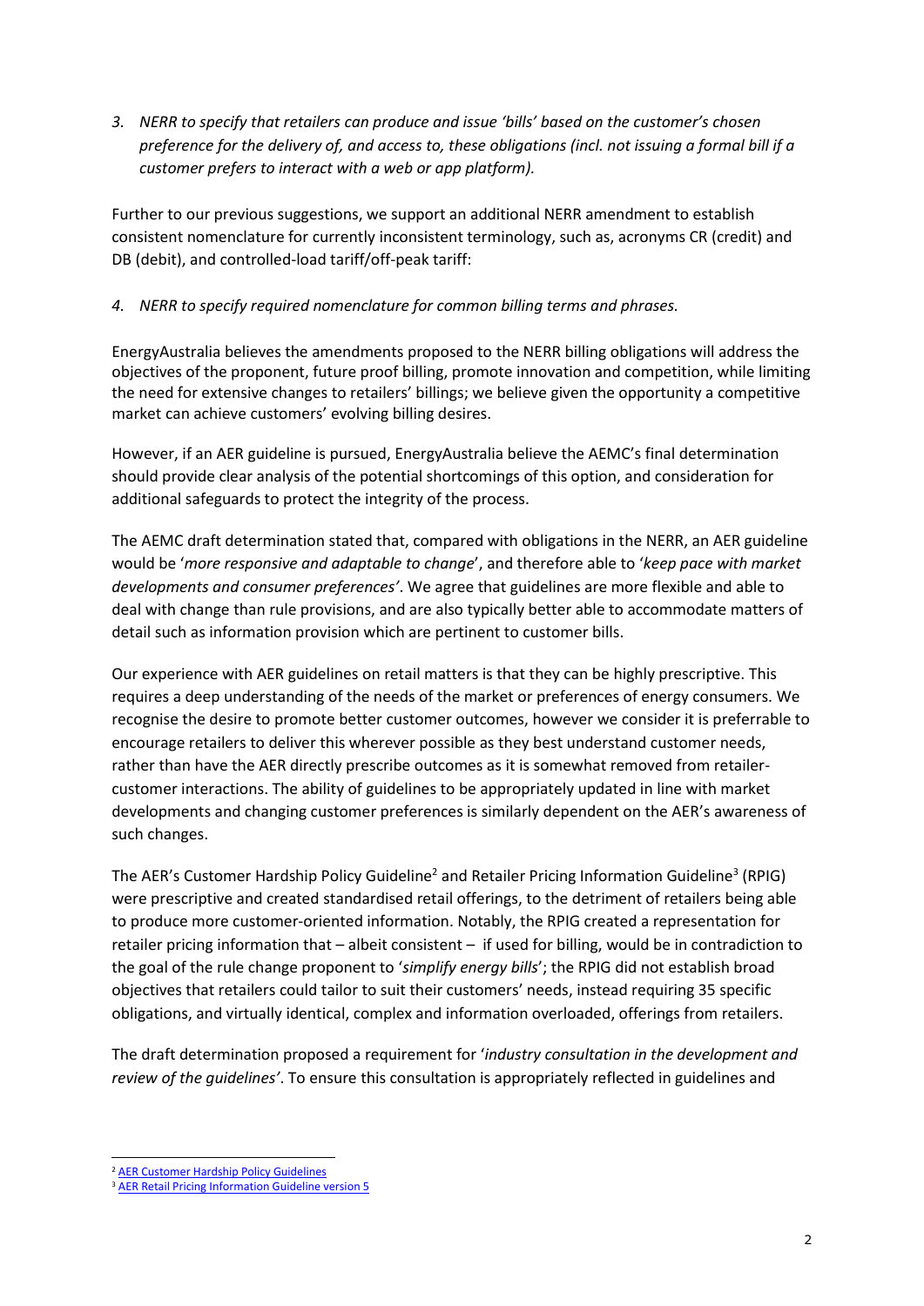*3. NERR to specify that retailers can produce and issue 'bills' based on the customer's chosen preference for the delivery of, and access to, these obligations (incl. not issuing a formal bill if a customer prefers to interact with a web or app platform).*

Further to our previous suggestions, we support an additional NERR amendment to establish consistent nomenclature for currently inconsistent terminology, such as, acronyms CR (credit) and DB (debit), and controlled-load tariff/off-peak tariff:

*4. NERR to specify required nomenclature for common billing terms and phrases.*

EnergyAustralia believes the amendments proposed to the NERR billing obligations will address the objectives of the proponent, future proof billing, promote innovation and competition, while limiting the need for extensive changes to retailers' billings; we believe given the opportunity a competitive market can achieve customers' evolving billing desires.

However, if an AER guideline is pursued, EnergyAustralia believe the AEMC's final determination should provide clear analysis of the potential shortcomings of this option, and consideration for additional safeguards to protect the integrity of the process.

The AEMC draft determination stated that, compared with obligations in the NERR, an AER guideline would be '*more responsive and adaptable to change*', and therefore able to '*keep pace with market developments and consumer preferences'*. We agree that guidelines are more flexible and able to deal with change than rule provisions, and are also typically better able to accommodate matters of detail such as information provision which are pertinent to customer bills.

Our experience with AER guidelines on retail matters is that they can be highly prescriptive. This requires a deep understanding of the needs of the market or preferences of energy consumers. We recognise the desire to promote better customer outcomes, however we consider it is preferrable to encourage retailers to deliver this wherever possible as they best understand customer needs, rather than have the AER directly prescribe outcomes as it is somewhat removed from retailer-customer interactions. The ability of guidelines to be appropriately updated in line with market developments and changing customer preferences is similarly dependent on the AER's awareness of such changes.

The AER's Customer Hardship Policy Guideline[2] and Retailer Pricing Information Guideline[3] (RPIG) were prescriptive and created standardised retail offerings, to the detriment of retailers being able to produce more customer-oriented information. Notably, the RPIG created a representation for retailer pricing information that – albeit consistent – if used for billing, would be in contradiction to the goal of the rule change proponent to '*simplify energy bills*'; the RPIG did not establish broad objectives that retailers could tailor to suit their customers' needs, instead requiring 35 specific obligations, and virtually identical, complex and information overloaded, offerings from retailers.

The draft determination proposed a requirement for '*industry consultation in the development and review of the guidelines'*. To ensure this consultation is appropriately reflected in guidelines and

[2] AER Customer Hardship Policy Guidelines

[3] AER Retail Pricing Information Guideline version 5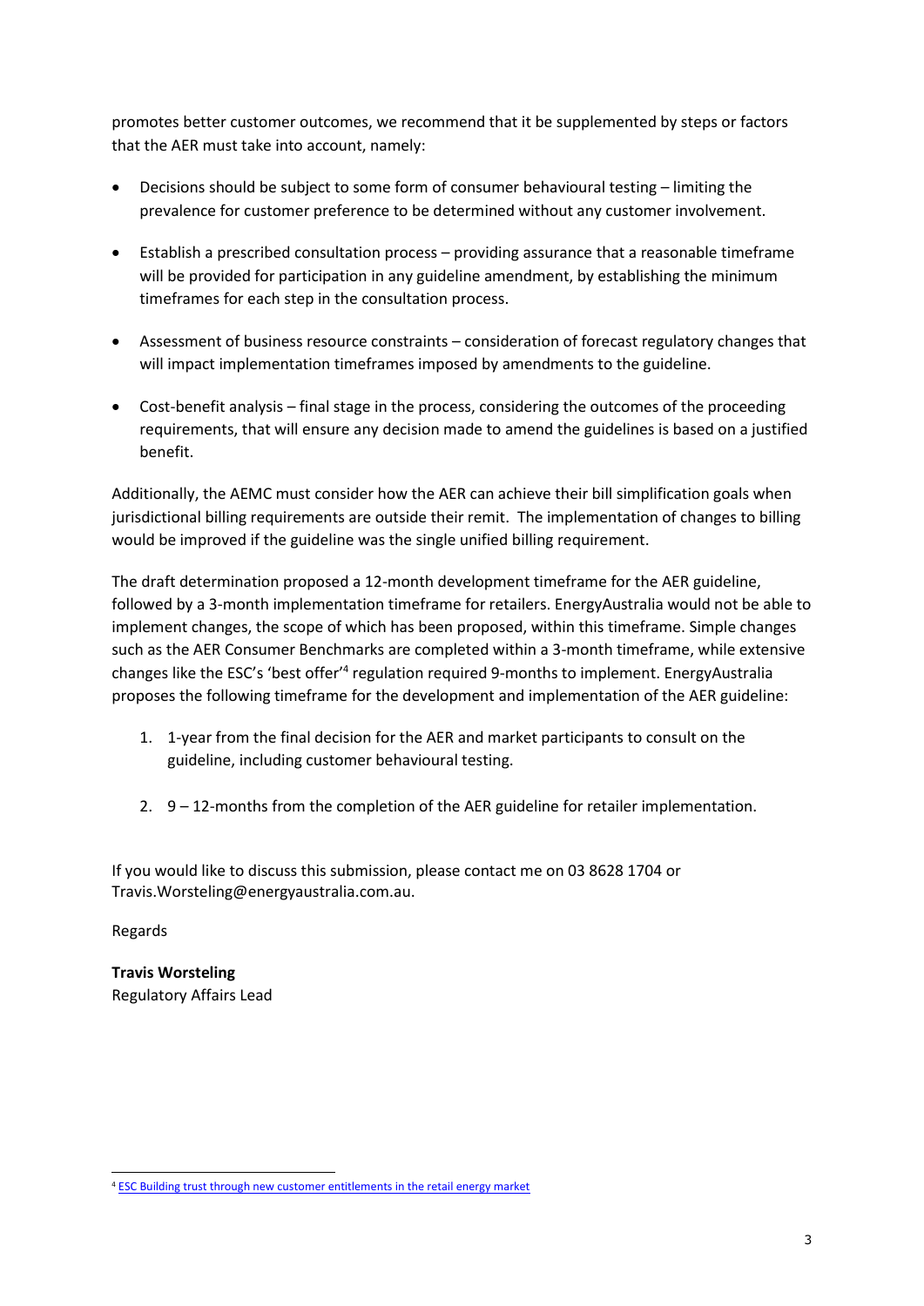promotes better customer outcomes, we recommend that it be supplemented by steps or factors that the AER must take into account, namely:

- Decisions should be subject to some form of consumer behavioural testing – limiting the prevalence for customer preference to be determined without any customer involvement.
- Establish a prescribed consultation process – providing assurance that a reasonable timeframe will be provided for participation in any guideline amendment, by establishing the minimum timeframes for each step in the consultation process.
- Assessment of business resource constraints – consideration of forecast regulatory changes that will impact implementation timeframes imposed by amendments to the guideline.
- Cost-benefit analysis – final stage in the process, considering the outcomes of the proceeding requirements, that will ensure any decision made to amend the guidelines is based on a justified benefit.

Additionally, the AEMC must consider how the AER can achieve their bill simplification goals when jurisdictional billing requirements are outside their remit. The implementation of changes to billing would be improved if the guideline was the single unified billing requirement.

The draft determination proposed a 12-month development timeframe for the AER guideline, followed by a 3-month implementation timeframe for retailers. EnergyAustralia would not be able to implement changes, the scope of which has been proposed, within this timeframe. Simple changes such as the AER Consumer Benchmarks are completed within a 3-month timeframe, while extensive changes like the ESC's 'best offer'[4] regulation required 9-months to implement. EnergyAustralia proposes the following timeframe for the development and implementation of the AER guideline:

1. 1-year from the final decision for the AER and market participants to consult on the guideline, including customer behavioural testing.
2. 9 – 12-months from the completion of the AER guideline for retailer implementation.

If you would like to discuss this submission, please contact me on 03 8628 1704 or Travis.Worsteling@energyaustralia.com.au.

Regards

**Travis Worsteling**
Regulatory Affairs Lead

[4] ESC Building trust through new customer entitlements in the retail energy market